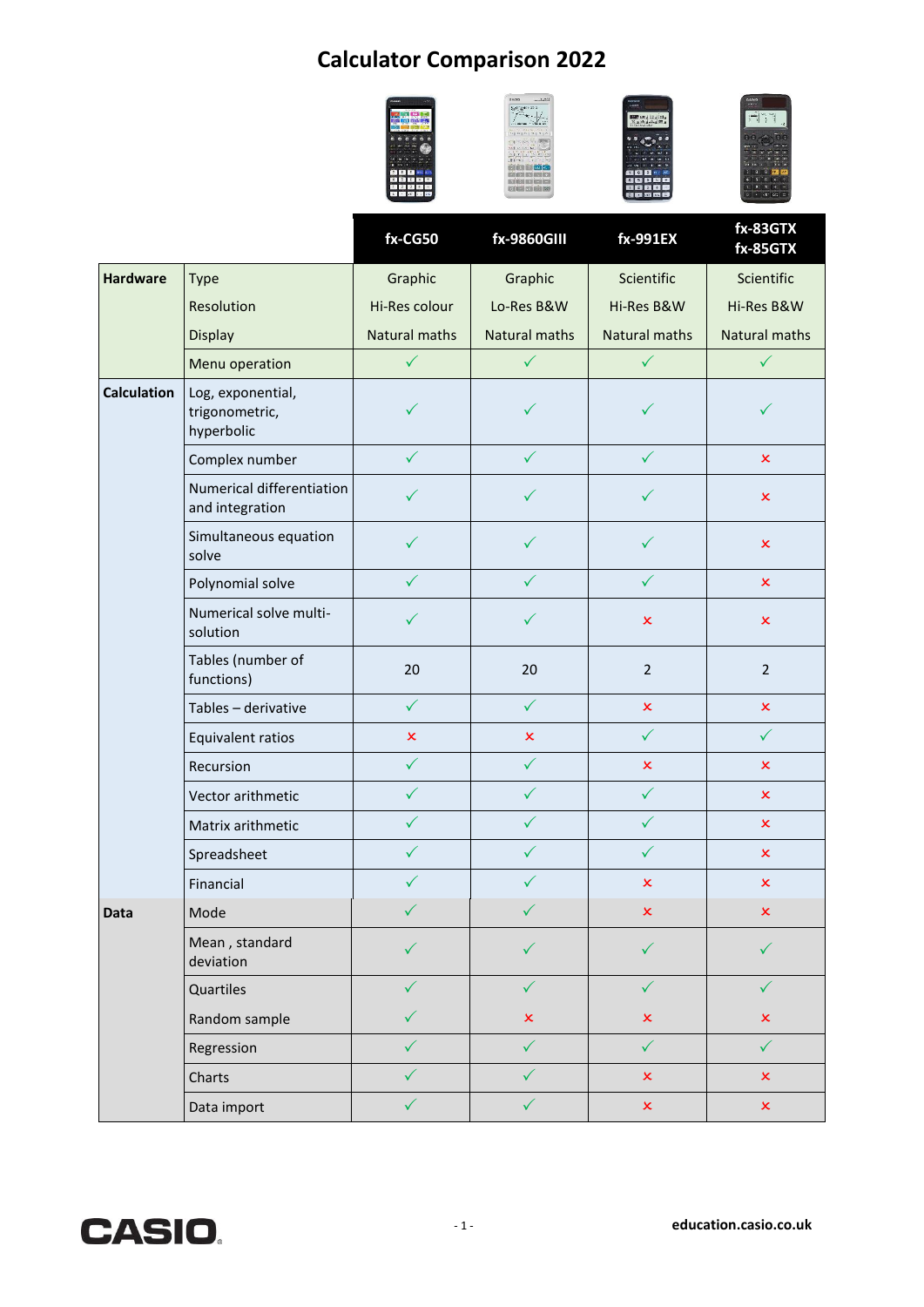# Calculator Comparison 2022

| | | fx-CG50 | fx-9860GIII | fx-991EX | fx-83GTX fx-85GTX |
|---|---|---|---|---|---|
| **Hardware** | Type | Graphic | Graphic | Scientific | Scientific |
| | Resolution | Hi-Res colour | Lo-Res B&W | Hi-Res B&W | Hi-Res B&W |
| | Display | Natural maths | Natural maths | Natural maths | Natural maths |
| | Menu operation | ✓ | ✓ | ✓ | ✓ |
| **Calculation** | Log, exponential, trigonometric, hyperbolic | ✓ | ✓ | ✓ | ✓ |
| | Complex number | ✓ | ✓ | ✓ | × |
| | Numerical differentiation and integration | ✓ | ✓ | ✓ | × |
| | Simultaneous equation solve | ✓ | ✓ | ✓ | × |
| | Polynomial solve | ✓ | ✓ | ✓ | × |
| | Numerical solve multi-solution | ✓ | ✓ | × | × |
| | Tables (number of functions) | 20 | 20 | 2 | 2 |
| | Tables – derivative | ✓ | ✓ | × | × |
| | Equivalent ratios | × | × | ✓ | ✓ |
| | Recursion | ✓ | ✓ | × | × |
| | Vector arithmetic | ✓ | ✓ | ✓ | × |
| | Matrix arithmetic | ✓ | ✓ | ✓ | × |
| | Spreadsheet | ✓ | ✓ | ✓ | × |
| | Financial | ✓ | ✓ | × | × |
| **Data** | Mode | ✓ | ✓ | × | × |
| | Mean , standard deviation | ✓ | ✓ | ✓ | ✓ |
| | Quartiles | ✓ | ✓ | ✓ | ✓ |
| | Random sample | ✓ | × | × | × |
| | Regression | ✓ | ✓ | ✓ | ✓ |
| | Charts | ✓ | ✓ | × | × |
| | Data import | ✓ | ✓ | × | × |

CASIO

education.casio.co.uk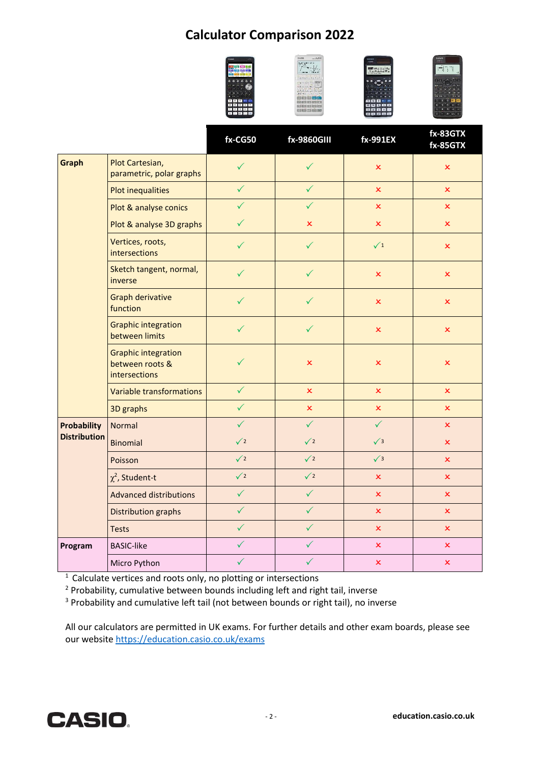# Calculator Comparison 2022

| | | fx-CG50 | fx-9860GIII | fx-991EX | fx-83GTX fx-85GTX |
|---|---|---|---|---|---|
| **Graph** | Plot Cartesian, parametric, polar graphs | ✓ | ✓ | × | × |
| | Plot inequalities | ✓ | ✓ | × | × |
| | Plot & analyse conics | ✓ | ✓ | × | × |
| | Plot & analyse 3D graphs | ✓ | × | × | × |
| | Vertices, roots, intersections | ✓ | ✓ | ✓[1] | × |
| | Sketch tangent, normal, inverse | ✓ | ✓ | × | × |
| | Graph derivative function | ✓ | ✓ | × | × |
| | Graphic integration between limits | ✓ | ✓ | × | × |
| | Graphic integration between roots & intersections | ✓ | × | × | × |
| | Variable transformations | ✓ | × | × | × |
| | 3D graphs | ✓ | × | × | × |
| **Probability Distribution** | Normal | ✓ | ✓ | ✓ | × |
| | Binomial | ✓[2] | ✓[2] | ✓[3] | × |
| | Poisson | ✓[2] | ✓[2] | ✓[3] | × |
| | $\chi^2$, Student-t | ✓[2] | ✓[2] | × | × |
| | Advanced distributions | ✓ | ✓ | × | × |
| | Distribution graphs | ✓ | ✓ | × | × |
| | Tests | ✓ | ✓ | × | × |
| **Program** | BASIC-like | ✓ | ✓ | × | × |
| | Micro Python | ✓ | ✓ | × | × |

[1] Calculate vertices and roots only, no plotting or intersections

[2] Probability, cumulative between bounds including left and right tail, inverse

[3] Probability and cumulative left tail (not between bounds or right tail), no inverse

All our calculators are permitted in UK exams. For further details and other exam boards, please see our website https://education.casio.co.uk/exams